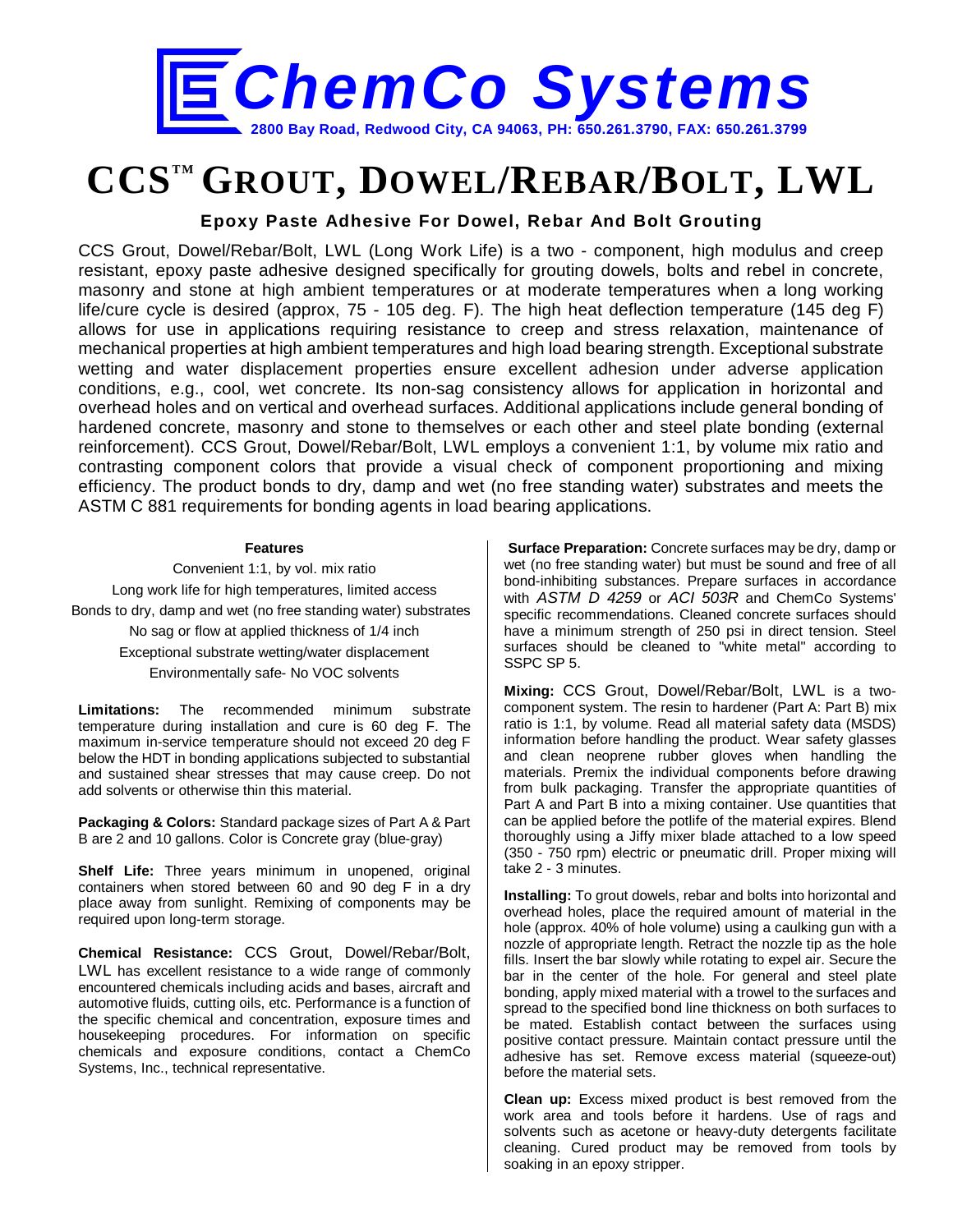# ChemCo Systems

**2800 Bay Road, Redwood City, CA 94063, PH: 650.261.3790, FAX: 650.261.3799**

# CCS™ GROUT, DOWEL/REBAR/BOLT, LWL

**Epoxy Paste Adhesive For Dowel, Rebar And Bolt Grouting**

CCS Grout, Dowel/Rebar/Bolt, LWL (Long Work Life) is a two - component, high modulus and creep resistant, epoxy paste adhesive designed specifically for grouting dowels, bolts and rebel in concrete, masonry and stone at high ambient temperatures or at moderate temperatures when a long working life/cure cycle is desired (approx, 75 - 105 deg. F). The high heat deflection temperature (145 deg F) allows for use in applications requiring resistance to creep and stress relaxation, maintenance of mechanical properties at high ambient temperatures and high load bearing strength. Exceptional substrate wetting and water displacement properties ensure excellent adhesion under adverse application conditions, e.g., cool, wet concrete. Its non-sag consistency allows for application in horizontal and overhead holes and on vertical and overhead surfaces. Additional applications include general bonding of hardened concrete, masonry and stone to themselves or each other and steel plate bonding (external reinforcement). CCS Grout, Dowel/Rebar/Bolt, LWL employs a convenient 1:1, by volume mix ratio and contrasting component colors that provide a visual check of component proportioning and mixing efficiency. The product bonds to dry, damp and wet (no free standing water) substrates and meets the ASTM C 881 requirements for bonding agents in load bearing applications.

**Features**

Convenient 1:1, by vol. mix ratio
Long work life for high temperatures, limited access
Bonds to dry, damp and wet (no free standing water) substrates
No sag or flow at applied thickness of 1/4 inch
Exceptional substrate wetting/water displacement
Environmentally safe- No VOC solvents

**Limitations:** The recommended minimum substrate temperature during installation and cure is 60 deg F. The maximum in-service temperature should not exceed 20 deg F below the HDT in bonding applications subjected to substantial and sustained shear stresses that may cause creep. Do not add solvents or otherwise thin this material.

**Packaging & Colors:** Standard package sizes of Part A & Part B are 2 and 10 gallons. Color is Concrete gray (blue-gray)

**Shelf Life:** Three years minimum in unopened, original containers when stored between 60 and 90 deg F in a dry place away from sunlight. Remixing of components may be required upon long-term storage.

**Chemical Resistance:** CCS Grout, Dowel/Rebar/Bolt, LWL has excellent resistance to a wide range of commonly encountered chemicals including acids and bases, aircraft and automotive fluids, cutting oils, etc. Performance is a function of the specific chemical and concentration, exposure times and housekeeping procedures. For information on specific chemicals and exposure conditions, contact a ChemCo Systems, Inc., technical representative.

**Surface Preparation:** Concrete surfaces may be dry, damp or wet (no free standing water) but must be sound and free of all bond-inhibiting substances. Prepare surfaces in accordance with *ASTM D 4259* or *ACI 503R* and ChemCo Systems' specific recommendations. Cleaned concrete surfaces should have a minimum strength of 250 psi in direct tension. Steel surfaces should be cleaned to "white metal" according to SSPC SP 5.

**Mixing:** CCS Grout, Dowel/Rebar/Bolt, LWL is a two-component system. The resin to hardener (Part A: Part B) mix ratio is 1:1, by volume. Read all material safety data (MSDS) information before handling the product. Wear safety glasses and clean neoprene rubber gloves when handling the materials. Premix the individual components before drawing from bulk packaging. Transfer the appropriate quantities of Part A and Part B into a mixing container. Use quantities that can be applied before the potlife of the material expires. Blend thoroughly using a Jiffy mixer blade attached to a low speed (350 - 750 rpm) electric or pneumatic drill. Proper mixing will take 2 - 3 minutes.

**Installing:** To grout dowels, rebar and bolts into horizontal and overhead holes, place the required amount of material in the hole (approx. 40% of hole volume) using a caulking gun with a nozzle of appropriate length. Retract the nozzle tip as the hole fills. Insert the bar slowly while rotating to expel air. Secure the bar in the center of the hole. For general and steel plate bonding, apply mixed material with a trowel to the surfaces and spread to the specified bond line thickness on both surfaces to be mated. Establish contact between the surfaces using positive contact pressure. Maintain contact pressure until the adhesive has set. Remove excess material (squeeze-out) before the material sets.

**Clean up:** Excess mixed product is best removed from the work area and tools before it hardens. Use of rags and solvents such as acetone or heavy-duty detergents facilitate cleaning. Cured product may be removed from tools by soaking in an epoxy stripper.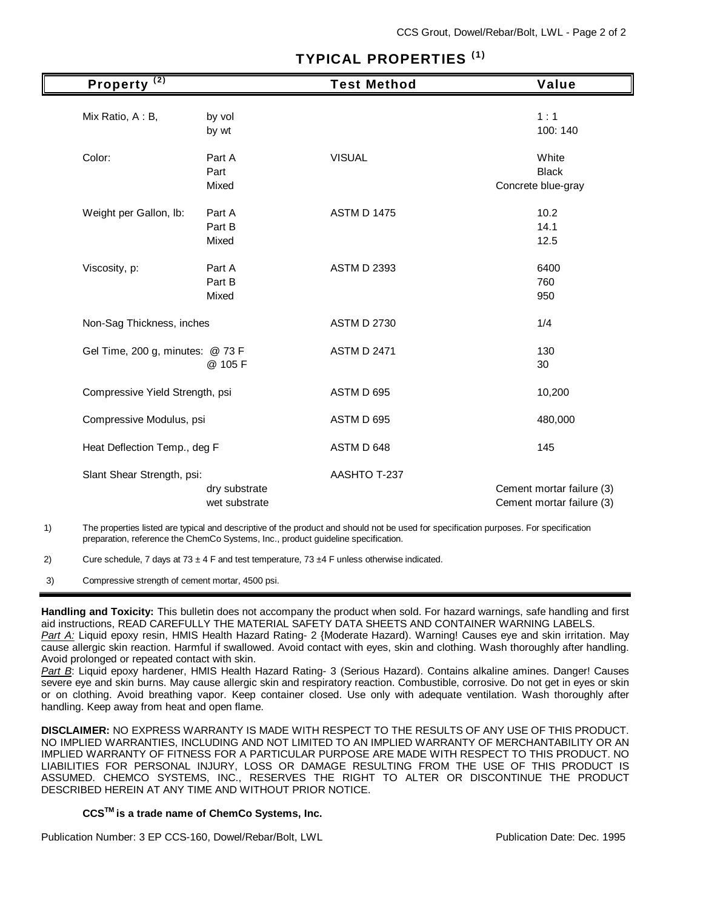## TYPICAL PROPERTIES [1]

| Property [2] | | Test Method | Value |
|---|---|---|---|
| Mix Ratio, A : B, | by vol | | 1 : 1 |
| | by wt | | 100: 140 |
| Color: | Part A | VISUAL | White |
| | Part | | Black |
| | Mixed | | Concrete blue-gray |
| Weight per Gallon, lb: | Part A | ASTM D 1475 | 10.2 |
| | Part B | | 14.1 |
| | Mixed | | 12.5 |
| Viscosity, p: | Part A | ASTM D 2393 | 6400 |
| | Part B | | 760 |
| | Mixed | | 950 |
| Non-Sag Thickness, inches | | ASTM D 2730 | 1/4 |
| Gel Time, 200 g, minutes: | @ 73 F | ASTM D 2471 | 130 |
| | @ 105 F | | 30 |
| Compressive Yield Strength, psi | | ASTM D 695 | 10,200 |
| Compressive Modulus, psi | | ASTM D 695 | 480,000 |
| Heat Deflection Temp., deg F | | ASTM D 648 | 145 |
| Slant Shear Strength, psi: | | AASHTO T-237 | |
| | dry substrate | | Cement mortar failure (3) |
| | wet substrate | | Cement mortar failure (3) |

1) The properties listed are typical and descriptive of the product and should not be used for specification purposes. For specification preparation, reference the ChemCo Systems, Inc., product guideline specification.

2) Cure schedule, 7 days at 73 ± 4 F and test temperature, 73 ±4 F unless otherwise indicated.

3) Compressive strength of cement mortar, 4500 psi.

**Handling and Toxicity:** This bulletin does not accompany the product when sold. For hazard warnings, safe handling and first aid instructions, READ CAREFULLY THE MATERIAL SAFETY DATA SHEETS AND CONTAINER WARNING LABELS.
*Part A:* Liquid epoxy resin, HMIS Health Hazard Rating- 2 {Moderate Hazard). Warning! Causes eye and skin irritation. May cause allergic skin reaction. Harmful if swallowed. Avoid contact with eyes, skin and clothing. Wash thoroughly after handling. Avoid prolonged or repeated contact with skin.
*Part B*: Liquid epoxy hardener, HMIS Health Hazard Rating- 3 (Serious Hazard). Contains alkaline amines. Danger! Causes severe eye and skin burns. May cause allergic skin and respiratory reaction. Combustible, corrosive. Do not get in eyes or skin or on clothing. Avoid breathing vapor. Keep container closed. Use only with adequate ventilation. Wash thoroughly after handling. Keep away from heat and open flame.

**DISCLAIMER:** NO EXPRESS WARRANTY IS MADE WITH RESPECT TO THE RESULTS OF ANY USE OF THIS PRODUCT. NO IMPLIED WARRANTIES, INCLUDING AND NOT LIMITED TO AN IMPLIED WARRANTY OF MERCHANTABILITY OR AN IMPLIED WARRANTY OF FITNESS FOR A PARTICULAR PURPOSE ARE MADE WITH RESPECT TO THIS PRODUCT. NO LIABILITIES FOR PERSONAL INJURY, LOSS OR DAMAGE RESULTING FROM THE USE OF THIS PRODUCT IS ASSUMED. CHEMCO SYSTEMS, INC., RESERVES THE RIGHT TO ALTER OR DISCONTINUE THE PRODUCT DESCRIBED HEREIN AT ANY TIME AND WITHOUT PRIOR NOTICE.

**CCS™ is a trade name of ChemCo Systems, Inc.**

Publication Number: 3 EP CCS-160, Dowel/Rebar/Bolt, LWL

Publication Date: Dec. 1995